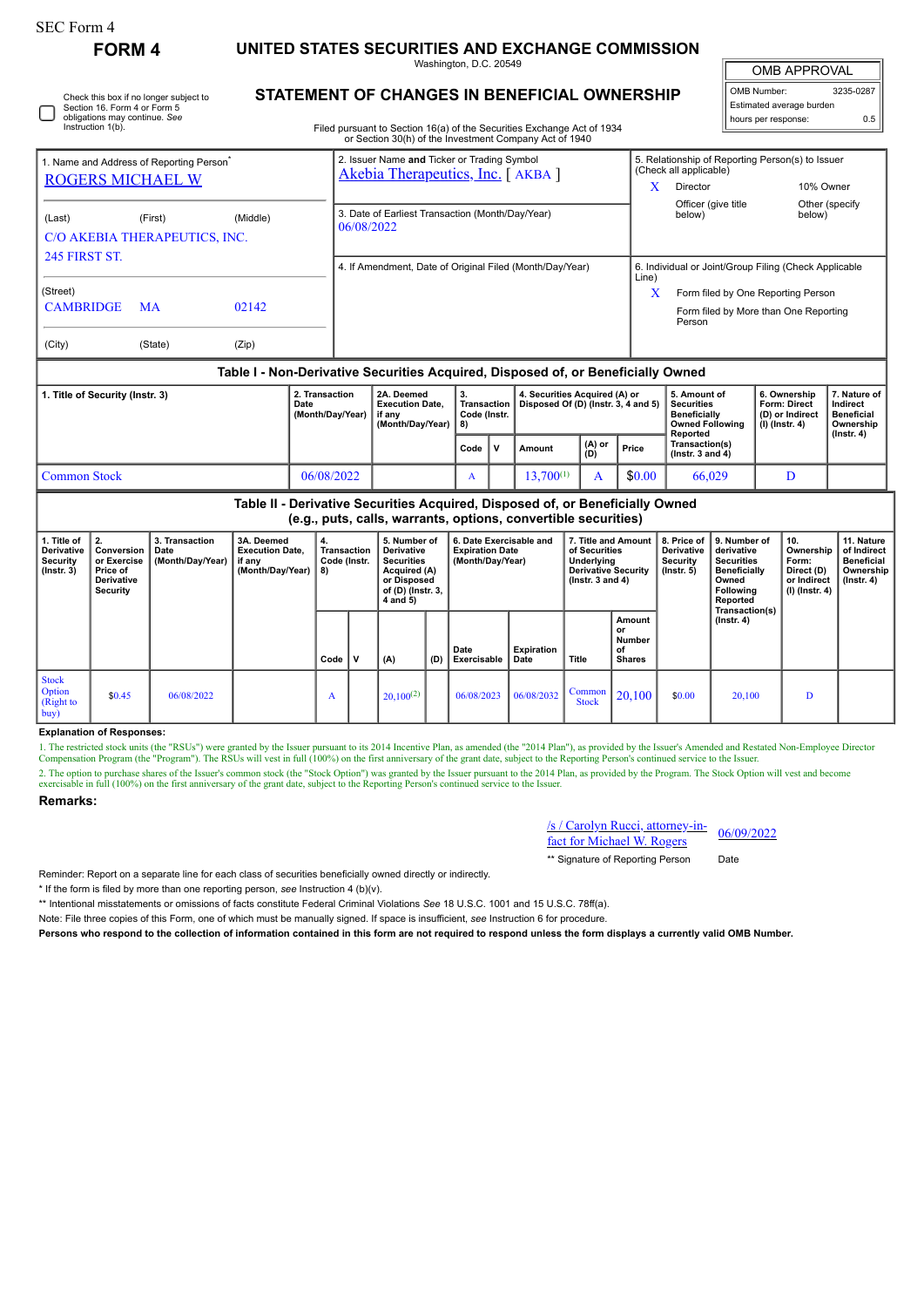SEC Form 4

**FORM 4**

# UNITED STATES SECURITIES AND EXCHANGE COMMISSION

Washington, D.C. 20549

## STATEMENT OF CHANGES IN BENEFICIAL OWNERSHIP

Filed pursuant to Section 16(a) of the Securities Exchange Act of 1934 or Section 30(h) of the Investment Company Act of 1940

| OMB APPROVAL | |
|---|---|
| OMB Number: | 3235-0287 |
| Estimated average burden | |
| hours per response: | 0.5 |

☐ Check this box if no longer subject to Section 16. Form 4 or Form 5 obligations may continue. *See* Instruction 1(b).

1. Name and Address of Reporting Person*

ROGERS MICHAEL W

(Last) (First) (Middle)

C/O AKEBIA THERAPEUTICS, INC.
245 FIRST ST.

(Street)

CAMBRIDGE MA 02142

(City) (State) (Zip)

2. Issuer Name **and** Ticker or Trading Symbol
Akebia Therapeutics, Inc. [ AKBA ]

3. Date of Earliest Transaction (Month/Day/Year)
06/08/2022

4. If Amendment, Date of Original Filed (Month/Day/Year)

5. Relationship of Reporting Person(s) to Issuer (Check all applicable)
X Director
10% Owner
Officer (give title below)
Other (specify below)

6. Individual or Joint/Group Filing (Check Applicable Line)
X Form filed by One Reporting Person
Form filed by More than One Reporting Person

### Table I - Non-Derivative Securities Acquired, Disposed of, or Beneficially Owned

| 1. Title of Security (Instr. 3) | 2. Transaction Date (Month/Day/Year) | 2A. Deemed Execution Date, if any (Month/Day/Year) | 3. Transaction Code (Instr. 8) | | 4. Securities Acquired (A) or Disposed Of (D) (Instr. 3, 4 and 5) | | | 5. Amount of Securities Beneficially Owned Following Reported Transaction(s) (Instr. 3 and 4) | 6. Ownership Form: Direct (D) or Indirect (I) (Instr. 4) | 7. Nature of Indirect Beneficial Ownership (Instr. 4) |
|---|---|---|---|---|---|---|---|---|---|---|
| | | | Code | V | Amount | (A) or (D) | Price | | | |
| Common Stock | 06/08/2022 | | A | | 13,700[(1)] | A | $0.00 | 66,029 | D | |

### Table II - Derivative Securities Acquired, Disposed of, or Beneficially Owned (e.g., puts, calls, warrants, options, convertible securities)

| 1. Title of Derivative Security (Instr. 3) | 2. Conversion or Exercise Price of Derivative Security | 3. Transaction Date (Month/Day/Year) | 3A. Deemed Execution Date, if any (Month/Day/Year) | 4. Transaction Code (Instr. 8) | | 5. Number of Derivative Securities Acquired (A) or Disposed of (D) (Instr. 3, 4 and 5) | | 6. Date Exercisable and Expiration Date (Month/Day/Year) | | 7. Title and Amount of Securities Underlying Derivative Security (Instr. 3 and 4) | | 8. Price of Derivative Security (Instr. 5) | 9. Number of derivative Securities Beneficially Owned Following Reported Transaction(s) (Instr. 4) | 10. Ownership Form: Direct (D) or Indirect (I) (Instr. 4) | 11. Nature of Indirect Beneficial Ownership (Instr. 4) |
|---|---|---|---|---|---|---|---|---|---|---|---|---|---|---|---|
| | | | | Code | V | (A) | (D) | Date Exercisable | Expiration Date | Title | Amount or Number of Shares | | | | |
| Stock Option (Right to buy) | $0.45 | 06/08/2022 | | A | | 20,100[(2)] | | 06/08/2023 | 06/08/2032 | Common Stock | 20,100 | $0.00 | 20,100 | D | |

**Explanation of Responses:**

1. The restricted stock units (the "RSUs") were granted by the Issuer pursuant to its 2014 Incentive Plan, as amended (the "2014 Plan"), as provided by the Issuer's Amended and Restated Non-Employee Director Compensation Program (the "Program"). The RSUs will vest in full (100%) on the first anniversary of the grant date, subject to the Reporting Person's continued service to the Issuer.

2. The option to purchase shares of the Issuer's common stock (the "Stock Option") was granted by the Issuer pursuant to the 2014 Plan, as provided by the Program. The Stock Option will vest and become exercisable in full (100%) on the first anniversary of the grant date, subject to the Reporting Person's continued service to the Issuer.

**Remarks:**

/s / Carolyn Rucci, attorney-in-fact for Michael W. Rogers — 06/09/2022

** Signature of Reporting Person — Date

Reminder: Report on a separate line for each class of securities beneficially owned directly or indirectly.

* If the form is filed by more than one reporting person, *see* Instruction 4 (b)(v).

** Intentional misstatements or omissions of facts constitute Federal Criminal Violations *See* 18 U.S.C. 1001 and 15 U.S.C. 78ff(a).

Note: File three copies of this Form, one of which must be manually signed. If space is insufficient, *see* Instruction 6 for procedure.

**Persons who respond to the collection of information contained in this form are not required to respond unless the form displays a currently valid OMB Number.**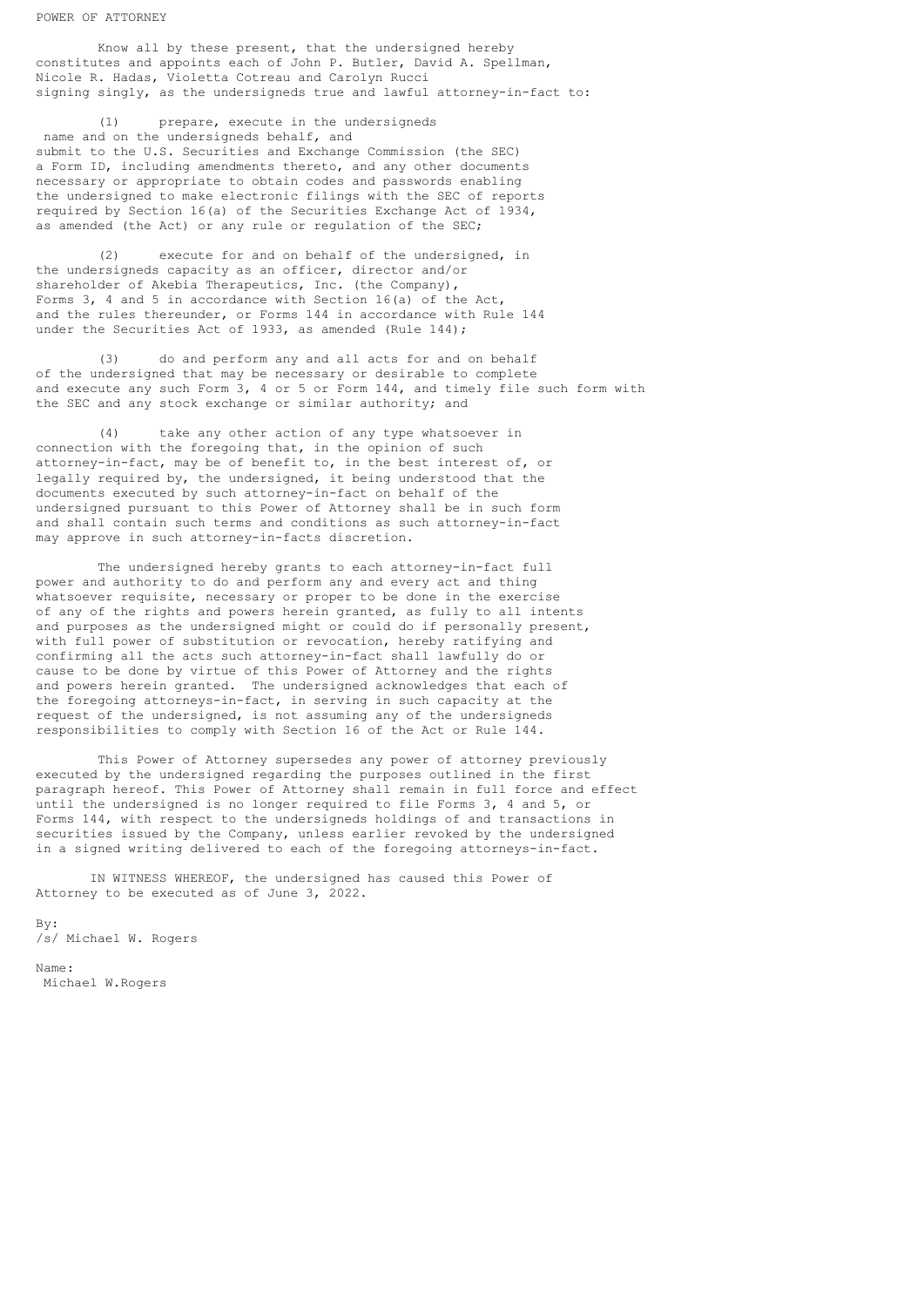POWER OF ATTORNEY

Know all by these present, that the undersigned hereby constitutes and appoints each of John P. Butler, David A. Spellman, Nicole R. Hadas, Violetta Cotreau and Carolyn Rucci signing singly, as the undersigneds true and lawful attorney-in-fact to:

(1) prepare, execute in the undersigneds name and on the undersigneds behalf, and submit to the U.S. Securities and Exchange Commission (the SEC) a Form ID, including amendments thereto, and any other documents necessary or appropriate to obtain codes and passwords enabling the undersigned to make electronic filings with the SEC of reports required by Section 16(a) of the Securities Exchange Act of 1934, as amended (the Act) or any rule or regulation of the SEC;

(2) execute for and on behalf of the undersigned, in the undersigneds capacity as an officer, director and/or shareholder of Akebia Therapeutics, Inc. (the Company), Forms 3, 4 and 5 in accordance with Section 16(a) of the Act, and the rules thereunder, or Forms 144 in accordance with Rule 144 under the Securities Act of 1933, as amended (Rule 144);

(3) do and perform any and all acts for and on behalf of the undersigned that may be necessary or desirable to complete and execute any such Form 3, 4 or 5 or Form 144, and timely file such form with the SEC and any stock exchange or similar authority; and

(4) take any other action of any type whatsoever in connection with the foregoing that, in the opinion of such attorney-in-fact, may be of benefit to, in the best interest of, or legally required by, the undersigned, it being understood that the documents executed by such attorney-in-fact on behalf of the undersigned pursuant to this Power of Attorney shall be in such form and shall contain such terms and conditions as such attorney-in-fact may approve in such attorney-in-facts discretion.

The undersigned hereby grants to each attorney-in-fact full power and authority to do and perform any and every act and thing whatsoever requisite, necessary or proper to be done in the exercise of any of the rights and powers herein granted, as fully to all intents and purposes as the undersigned might or could do if personally present, with full power of substitution or revocation, hereby ratifying and confirming all the acts such attorney-in-fact shall lawfully do or cause to be done by virtue of this Power of Attorney and the rights and powers herein granted. The undersigned acknowledges that each of the foregoing attorneys-in-fact, in serving in such capacity at the request of the undersigned, is not assuming any of the undersigneds responsibilities to comply with Section 16 of the Act or Rule 144.

This Power of Attorney supersedes any power of attorney previously executed by the undersigned regarding the purposes outlined in the first paragraph hereof. This Power of Attorney shall remain in full force and effect until the undersigned is no longer required to file Forms 3, 4 and 5, or Forms 144, with respect to the undersigneds holdings of and transactions in securities issued by the Company, unless earlier revoked by the undersigned in a signed writing delivered to each of the foregoing attorneys-in-fact.

IN WITNESS WHEREOF, the undersigned has caused this Power of Attorney to be executed as of June 3, 2022.

By:
/s/ Michael W. Rogers

Name:
Michael W.Rogers